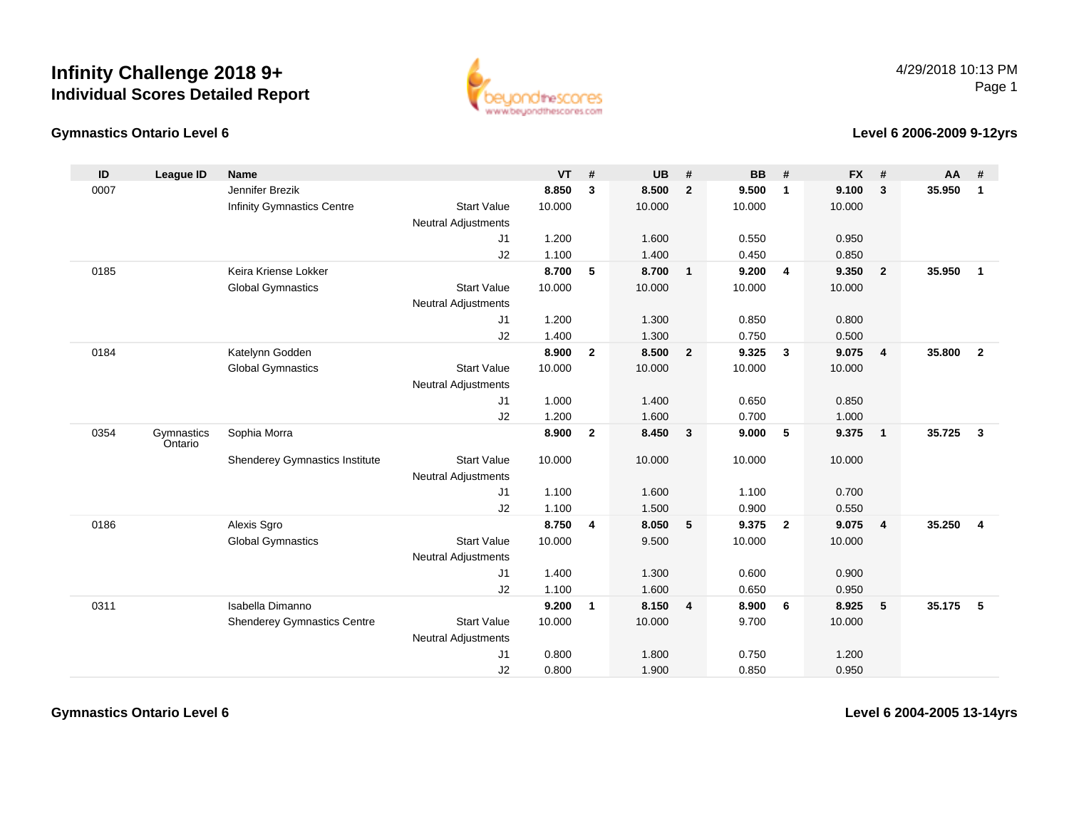# Infinity Challenge 2018 9+

## Individual Scores Detailed Report

4/29/2018 10:13 PM

### Gymnastics Ontario Level 6

### Level 6 2006-2009 9-12yrs

| ID | League ID | Name | | VT | # | UB | # | BB | # | FX | # | AA | # |
|---|---|---|---|---|---|---|---|---|---|---|---|---|---|
| 0007 | | Jennifer Brezik | | **8.850** | **3** | **8.500** | **2** | **9.500** | **1** | **9.100** | **3** | **35.950** | **1** |
| | | Infinity Gymnastics Centre | Start Value | 10.000 | | 10.000 | | 10.000 | | 10.000 | | | |
| | | | Neutral Adjustments | | | | | | | | | | |
| | | | J1 | 1.200 | | 1.600 | | 0.550 | | 0.950 | | | |
| | | | J2 | 1.100 | | 1.400 | | 0.450 | | 0.850 | | | |
| 0185 | | Keira Kriense Lokker | | **8.700** | **5** | **8.700** | **1** | **9.200** | **4** | **9.350** | **2** | **35.950** | **1** |
| | | Global Gymnastics | Start Value | 10.000 | | 10.000 | | 10.000 | | 10.000 | | | |
| | | | Neutral Adjustments | | | | | | | | | | |
| | | | J1 | 1.200 | | 1.300 | | 0.850 | | 0.800 | | | |
| | | | J2 | 1.400 | | 1.300 | | 0.750 | | 0.500 | | | |
| 0184 | | Katelynn Godden | | **8.900** | **2** | **8.500** | **2** | **9.325** | **3** | **9.075** | **4** | **35.800** | **2** |
| | | Global Gymnastics | Start Value | 10.000 | | 10.000 | | 10.000 | | 10.000 | | | |
| | | | Neutral Adjustments | | | | | | | | | | |
| | | | J1 | 1.000 | | 1.400 | | 0.650 | | 0.850 | | | |
| | | | J2 | 1.200 | | 1.600 | | 0.700 | | 1.000 | | | |
| 0354 | Gymnastics Ontario | Sophia Morra | | **8.900** | **2** | **8.450** | **3** | **9.000** | **5** | **9.375** | **1** | **35.725** | **3** |
| | | Shenderey Gymnastics Institute | Start Value | 10.000 | | 10.000 | | 10.000 | | 10.000 | | | |
| | | | Neutral Adjustments | | | | | | | | | | |
| | | | J1 | 1.100 | | 1.600 | | 1.100 | | 0.700 | | | |
| | | | J2 | 1.100 | | 1.500 | | 0.900 | | 0.550 | | | |
| 0186 | | Alexis Sgro | | **8.750** | **4** | **8.050** | **5** | **9.375** | **2** | **9.075** | **4** | **35.250** | **4** |
| | | Global Gymnastics | Start Value | 10.000 | | 9.500 | | 10.000 | | 10.000 | | | |
| | | | Neutral Adjustments | | | | | | | | | | |
| | | | J1 | 1.400 | | 1.300 | | 0.600 | | 0.900 | | | |
| | | | J2 | 1.100 | | 1.600 | | 0.650 | | 0.950 | | | |
| 0311 | | Isabella Dimanno | | **9.200** | **1** | **8.150** | **4** | **8.900** | **6** | **8.925** | **5** | **35.175** | **5** |
| | | Shenderey Gymnastics Centre | Start Value | 10.000 | | 10.000 | | 9.700 | | 10.000 | | | |
| | | | Neutral Adjustments | | | | | | | | | | |
| | | | J1 | 0.800 | | 1.800 | | 0.750 | | 1.200 | | | |
| | | | J2 | 0.800 | | 1.900 | | 0.850 | | 0.950 | | | |

### Gymnastics Ontario Level 6

### Level 6 2004-2005 13-14yrs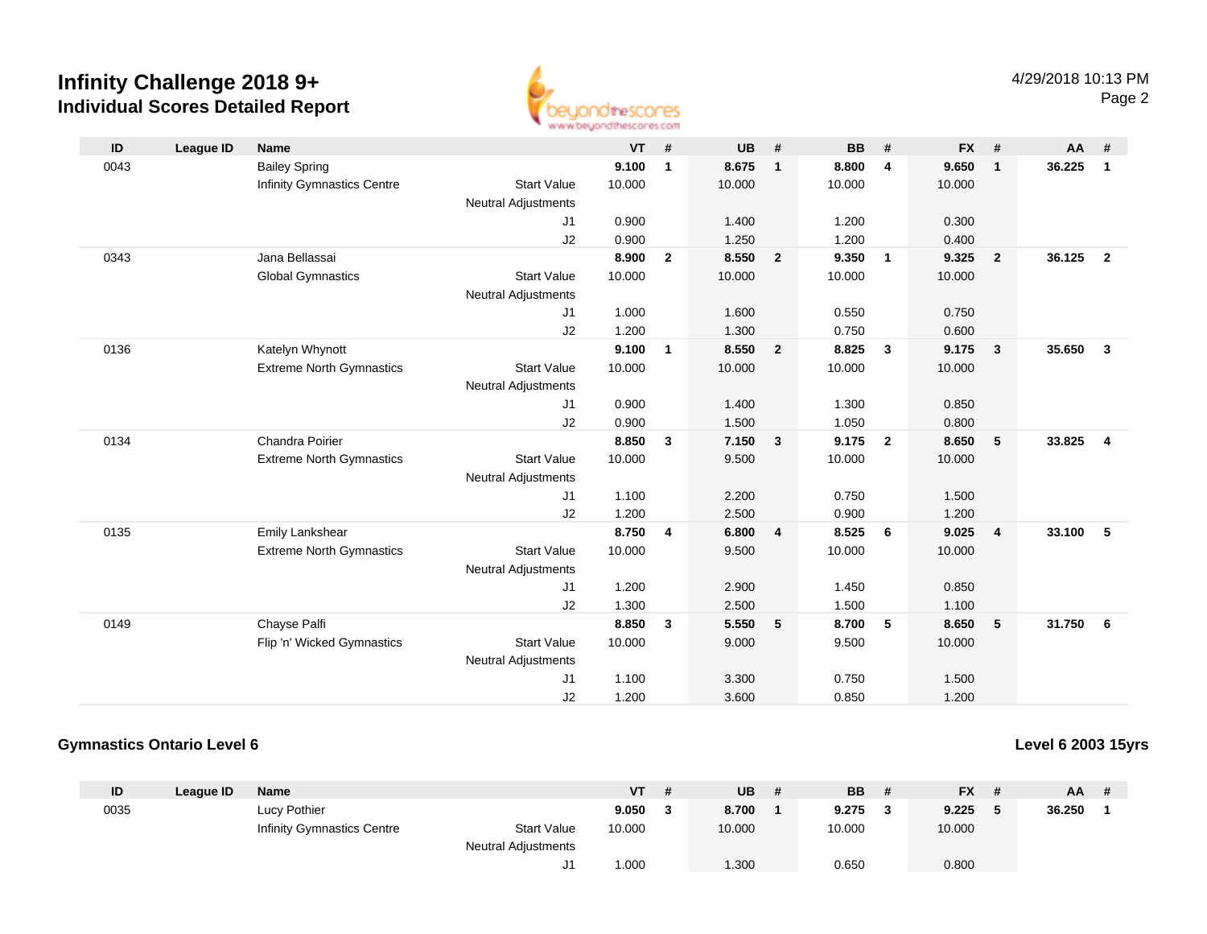# Infinity Challenge 2018 9+
## Individual Scores Detailed Report

4/29/2018 10:13 PM

| ID | League ID | Name | | VT | # | UB | # | BB | # | FX | # | AA | # |
|---|---|---|---|---|---|---|---|---|---|---|---|---|---|
| 0043 | | Bailey Spring | | **9.100** | **1** | **8.675** | **1** | **8.800** | **4** | **9.650** | **1** | **36.225** | **1** |
| | | Infinity Gymnastics Centre | Start Value | 10.000 | | 10.000 | | 10.000 | | 10.000 | | | |
| | | | Neutral Adjustments | | | | | | | | | | |
| | | | J1 | 0.900 | | 1.400 | | 1.200 | | 0.300 | | | |
| | | | J2 | 0.900 | | 1.250 | | 1.200 | | 0.400 | | | |
| 0343 | | Jana Bellassai | | **8.900** | **2** | **8.550** | **2** | **9.350** | **1** | **9.325** | **2** | **36.125** | **2** |
| | | Global Gymnastics | Start Value | 10.000 | | 10.000 | | 10.000 | | 10.000 | | | |
| | | | Neutral Adjustments | | | | | | | | | | |
| | | | J1 | 1.000 | | 1.600 | | 0.550 | | 0.750 | | | |
| | | | J2 | 1.200 | | 1.300 | | 0.750 | | 0.600 | | | |
| 0136 | | Katelyn Whynott | | **9.100** | **1** | **8.550** | **2** | **8.825** | **3** | **9.175** | **3** | **35.650** | **3** |
| | | Extreme North Gymnastics | Start Value | 10.000 | | 10.000 | | 10.000 | | 10.000 | | | |
| | | | Neutral Adjustments | | | | | | | | | | |
| | | | J1 | 0.900 | | 1.400 | | 1.300 | | 0.850 | | | |
| | | | J2 | 0.900 | | 1.500 | | 1.050 | | 0.800 | | | |
| 0134 | | Chandra Poirier | | **8.850** | **3** | **7.150** | **3** | **9.175** | **2** | **8.650** | **5** | **33.825** | **4** |
| | | Extreme North Gymnastics | Start Value | 10.000 | | 9.500 | | 10.000 | | 10.000 | | | |
| | | | Neutral Adjustments | | | | | | | | | | |
| | | | J1 | 1.100 | | 2.200 | | 0.750 | | 1.500 | | | |
| | | | J2 | 1.200 | | 2.500 | | 0.900 | | 1.200 | | | |
| 0135 | | Emily Lankshear | | **8.750** | **4** | **6.800** | **4** | **8.525** | **6** | **9.025** | **4** | **33.100** | **5** |
| | | Extreme North Gymnastics | Start Value | 10.000 | | 9.500 | | 10.000 | | 10.000 | | | |
| | | | Neutral Adjustments | | | | | | | | | | |
| | | | J1 | 1.200 | | 2.900 | | 1.450 | | 0.850 | | | |
| | | | J2 | 1.300 | | 2.500 | | 1.500 | | 1.100 | | | |
| 0149 | | Chayse Palfi | | **8.850** | **3** | **5.550** | **5** | **8.700** | **5** | **8.650** | **5** | **31.750** | **6** |
| | | Flip 'n' Wicked Gymnastics | Start Value | 10.000 | | 9.000 | | 9.500 | | 10.000 | | | |
| | | | Neutral Adjustments | | | | | | | | | | |
| | | | J1 | 1.100 | | 3.300 | | 0.750 | | 1.500 | | | |
| | | | J2 | 1.200 | | 3.600 | | 0.850 | | 1.200 | | | |

### Gymnastics Ontario Level 6

**Level 6 2003 15yrs**

| ID | League ID | Name | | VT | # | UB | # | BB | # | FX | # | AA | # |
|---|---|---|---|---|---|---|---|---|---|---|---|---|---|
| 0035 | | Lucy Pothier | | **9.050** | **3** | **8.700** | **1** | **9.275** | **3** | **9.225** | **5** | **36.250** | **1** |
| | | Infinity Gymnastics Centre | Start Value | 10.000 | | 10.000 | | 10.000 | | 10.000 | | | |
| | | | Neutral Adjustments | | | | | | | | | | |
| | | | J1 | 1.000 | | 1.300 | | 0.650 | | 0.800 | | | |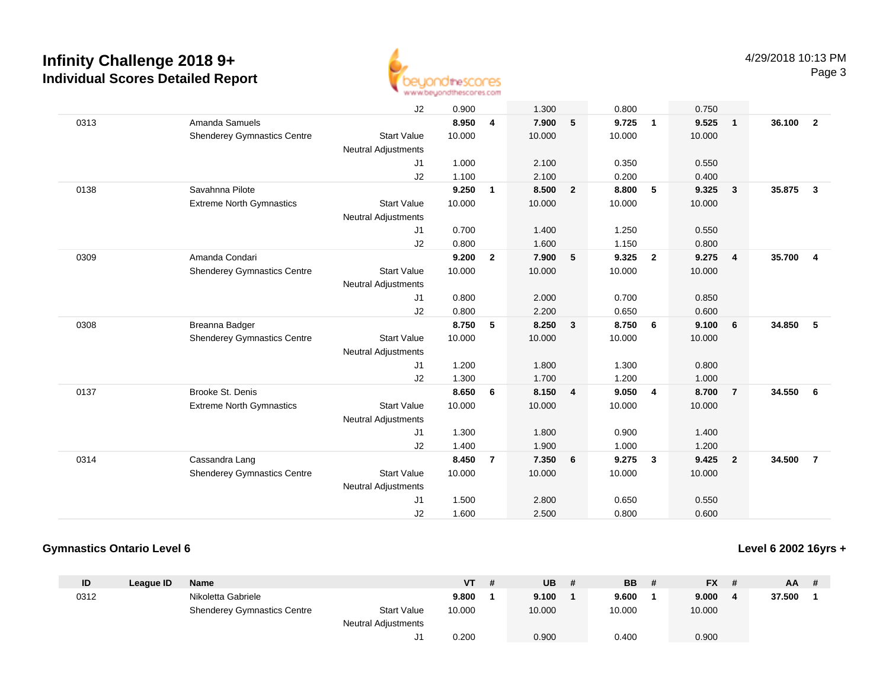# Infinity Challenge 2018 9+

## Individual Scores Detailed Report

4/29/2018 10:13 PM

| ID | League ID | Name | | VT | # | UB | # | BB | # | FX | # | AA | # |
|---|---|---|---|---|---|---|---|---|---|---|---|---|---|
| | | | J2 | 0.900 | | 1.300 | | 0.800 | | 0.750 | | | |
| 0313 | | Amanda Samuels | | **8.950** | **4** | **7.900** | **5** | **9.725** | **1** | **9.525** | **1** | **36.100** | **2** |
| | | Shenderey Gymnastics Centre | Start Value | 10.000 | | 10.000 | | 10.000 | | 10.000 | | | |
| | | | Neutral Adjustments | | | | | | | | | | |
| | | | J1 | 1.000 | | 2.100 | | 0.350 | | 0.550 | | | |
| | | | J2 | 1.100 | | 2.100 | | 0.200 | | 0.400 | | | |
| 0138 | | Savahnna Pilote | | **9.250** | **1** | **8.500** | **2** | **8.800** | **5** | **9.325** | **3** | **35.875** | **3** |
| | | Extreme North Gymnastics | Start Value | 10.000 | | 10.000 | | 10.000 | | 10.000 | | | |
| | | | Neutral Adjustments | | | | | | | | | | |
| | | | J1 | 0.700 | | 1.400 | | 1.250 | | 0.550 | | | |
| | | | J2 | 0.800 | | 1.600 | | 1.150 | | 0.800 | | | |
| 0309 | | Amanda Condari | | **9.200** | **2** | **7.900** | **5** | **9.325** | **2** | **9.275** | **4** | **35.700** | **4** |
| | | Shenderey Gymnastics Centre | Start Value | 10.000 | | 10.000 | | 10.000 | | 10.000 | | | |
| | | | Neutral Adjustments | | | | | | | | | | |
| | | | J1 | 0.800 | | 2.000 | | 0.700 | | 0.850 | | | |
| | | | J2 | 0.800 | | 2.200 | | 0.650 | | 0.600 | | | |
| 0308 | | Breanna Badger | | **8.750** | **5** | **8.250** | **3** | **8.750** | **6** | **9.100** | **6** | **34.850** | **5** |
| | | Shenderey Gymnastics Centre | Start Value | 10.000 | | 10.000 | | 10.000 | | 10.000 | | | |
| | | | Neutral Adjustments | | | | | | | | | | |
| | | | J1 | 1.200 | | 1.800 | | 1.300 | | 0.800 | | | |
| | | | J2 | 1.300 | | 1.700 | | 1.200 | | 1.000 | | | |
| 0137 | | Brooke St. Denis | | **8.650** | **6** | **8.150** | **4** | **9.050** | **4** | **8.700** | **7** | **34.550** | **6** |
| | | Extreme North Gymnastics | Start Value | 10.000 | | 10.000 | | 10.000 | | 10.000 | | | |
| | | | Neutral Adjustments | | | | | | | | | | |
| | | | J1 | 1.300 | | 1.800 | | 0.900 | | 1.400 | | | |
| | | | J2 | 1.400 | | 1.900 | | 1.000 | | 1.200 | | | |
| 0314 | | Cassandra Lang | | **8.450** | **7** | **7.350** | **6** | **9.275** | **3** | **9.425** | **2** | **34.500** | **7** |
| | | Shenderey Gymnastics Centre | Start Value | 10.000 | | 10.000 | | 10.000 | | 10.000 | | | |
| | | | Neutral Adjustments | | | | | | | | | | |
| | | | J1 | 1.500 | | 2.800 | | 0.650 | | 0.550 | | | |
| | | | J2 | 1.600 | | 2.500 | | 0.800 | | 0.600 | | | |

### Gymnastics Ontario Level 6

### Level 6 2002 16yrs +

| ID | League ID | Name | | VT | # | UB | # | BB | # | FX | # | AA | # |
|---|---|---|---|---|---|---|---|---|---|---|---|---|---|
| 0312 | | Nikoletta Gabriele | | **9.800** | **1** | **9.100** | **1** | **9.600** | **1** | **9.000** | **4** | **37.500** | **1** |
| | | Shenderey Gymnastics Centre | Start Value | 10.000 | | 10.000 | | 10.000 | | 10.000 | | | |
| | | | Neutral Adjustments | | | | | | | | | | |
| | | | J1 | 0.200 | | 0.900 | | 0.400 | | 0.900 | | | |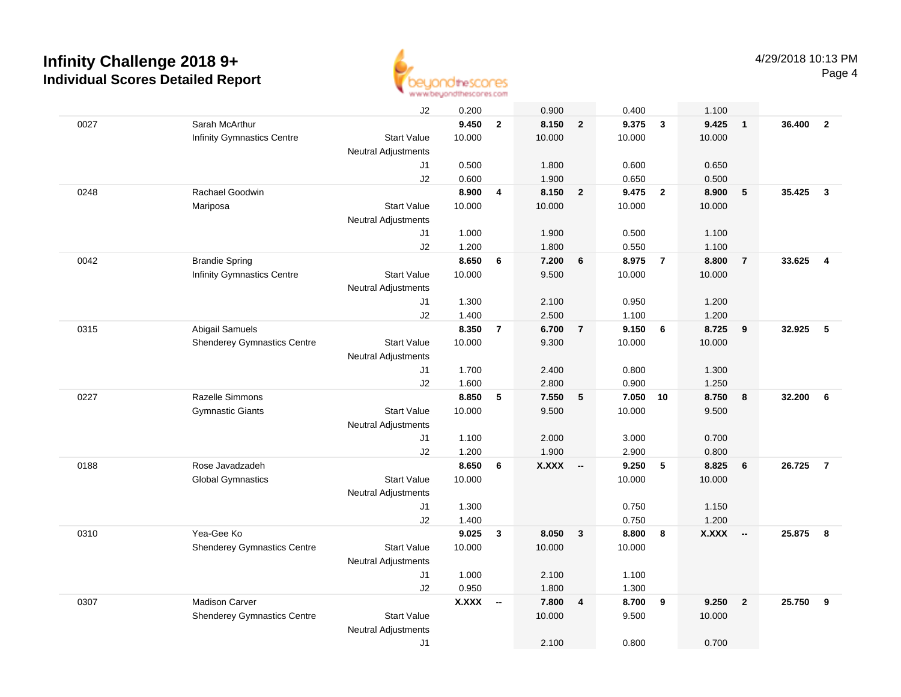# Infinity Challenge 2018 9+

## Individual Scores Detailed Report

4/29/2018 10:13 PM

| # | Name / Club | | Vault | Rank | Bars | Rank | Beam | Rank | Floor | Rank | AA | Rank |
|---|---|---|---|---|---|---|---|---|---|---|---|---|
| | | J2 | 0.200 | | 0.900 | | 0.400 | | 1.100 | | | |
| 0027 | Sarah McArthur | | **9.450** | **2** | **8.150** | **2** | **9.375** | **3** | **9.425** | **1** | **36.400** | **2** |
| | Infinity Gymnastics Centre | Start Value | 10.000 | | 10.000 | | 10.000 | | 10.000 | | | |
| | | Neutral Adjustments | | | | | | | | | | |
| | | J1 | 0.500 | | 1.800 | | 0.600 | | 0.650 | | | |
| | | J2 | 0.600 | | 1.900 | | 0.650 | | 0.500 | | | |
| 0248 | Rachael Goodwin | | **8.900** | **4** | **8.150** | **2** | **9.475** | **2** | **8.900** | **5** | **35.425** | **3** |
| | Mariposa | Start Value | 10.000 | | 10.000 | | 10.000 | | 10.000 | | | |
| | | Neutral Adjustments | | | | | | | | | | |
| | | J1 | 1.000 | | 1.900 | | 0.500 | | 1.100 | | | |
| | | J2 | 1.200 | | 1.800 | | 0.550 | | 1.100 | | | |
| 0042 | Brandie Spring | | **8.650** | **6** | **7.200** | **6** | **8.975** | **7** | **8.800** | **7** | **33.625** | **4** |
| | Infinity Gymnastics Centre | Start Value | 10.000 | | 9.500 | | 10.000 | | 10.000 | | | |
| | | Neutral Adjustments | | | | | | | | | | |
| | | J1 | 1.300 | | 2.100 | | 0.950 | | 1.200 | | | |
| | | J2 | 1.400 | | 2.500 | | 1.100 | | 1.200 | | | |
| 0315 | Abigail Samuels | | **8.350** | **7** | **6.700** | **7** | **9.150** | **6** | **8.725** | **9** | **32.925** | **5** |
| | Shenderey Gymnastics Centre | Start Value | 10.000 | | 9.300 | | 10.000 | | 10.000 | | | |
| | | Neutral Adjustments | | | | | | | | | | |
| | | J1 | 1.700 | | 2.400 | | 0.800 | | 1.300 | | | |
| | | J2 | 1.600 | | 2.800 | | 0.900 | | 1.250 | | | |
| 0227 | Razelle Simmons | | **8.850** | **5** | **7.550** | **5** | **7.050** | **10** | **8.750** | **8** | **32.200** | **6** |
| | Gymnastic Giants | Start Value | 10.000 | | 9.500 | | 10.000 | | 9.500 | | | |
| | | Neutral Adjustments | | | | | | | | | | |
| | | J1 | 1.100 | | 2.000 | | 3.000 | | 0.700 | | | |
| | | J2 | 1.200 | | 1.900 | | 2.900 | | 0.800 | | | |
| 0188 | Rose Javadzadeh | | **8.650** | **6** | **X.XXX** | **--** | **9.250** | **5** | **8.825** | **6** | **26.725** | **7** |
| | Global Gymnastics | Start Value | 10.000 | | | | 10.000 | | 10.000 | | | |
| | | Neutral Adjustments | | | | | | | | | | |
| | | J1 | 1.300 | | | | 0.750 | | 1.150 | | | |
| | | J2 | 1.400 | | | | 0.750 | | 1.200 | | | |
| 0310 | Yea-Gee Ko | | **9.025** | **3** | **8.050** | **3** | **8.800** | **8** | **X.XXX** | **--** | **25.875** | **8** |
| | Shenderey Gymnastics Centre | Start Value | 10.000 | | 10.000 | | 10.000 | | | | | |
| | | Neutral Adjustments | | | | | | | | | | |
| | | J1 | 1.000 | | 2.100 | | 1.100 | | | | | |
| | | J2 | 0.950 | | 1.800 | | 1.300 | | | | | |
| 0307 | Madison Carver | | **X.XXX** | **--** | **7.800** | **4** | **8.700** | **9** | **9.250** | **2** | **25.750** | **9** |
| | Shenderey Gymnastics Centre | Start Value | | | 10.000 | | 9.500 | | 10.000 | | | |
| | | Neutral Adjustments | | | | | | | | | | |
| | | J1 | | | 2.100 | | 0.800 | | 0.700 | | | |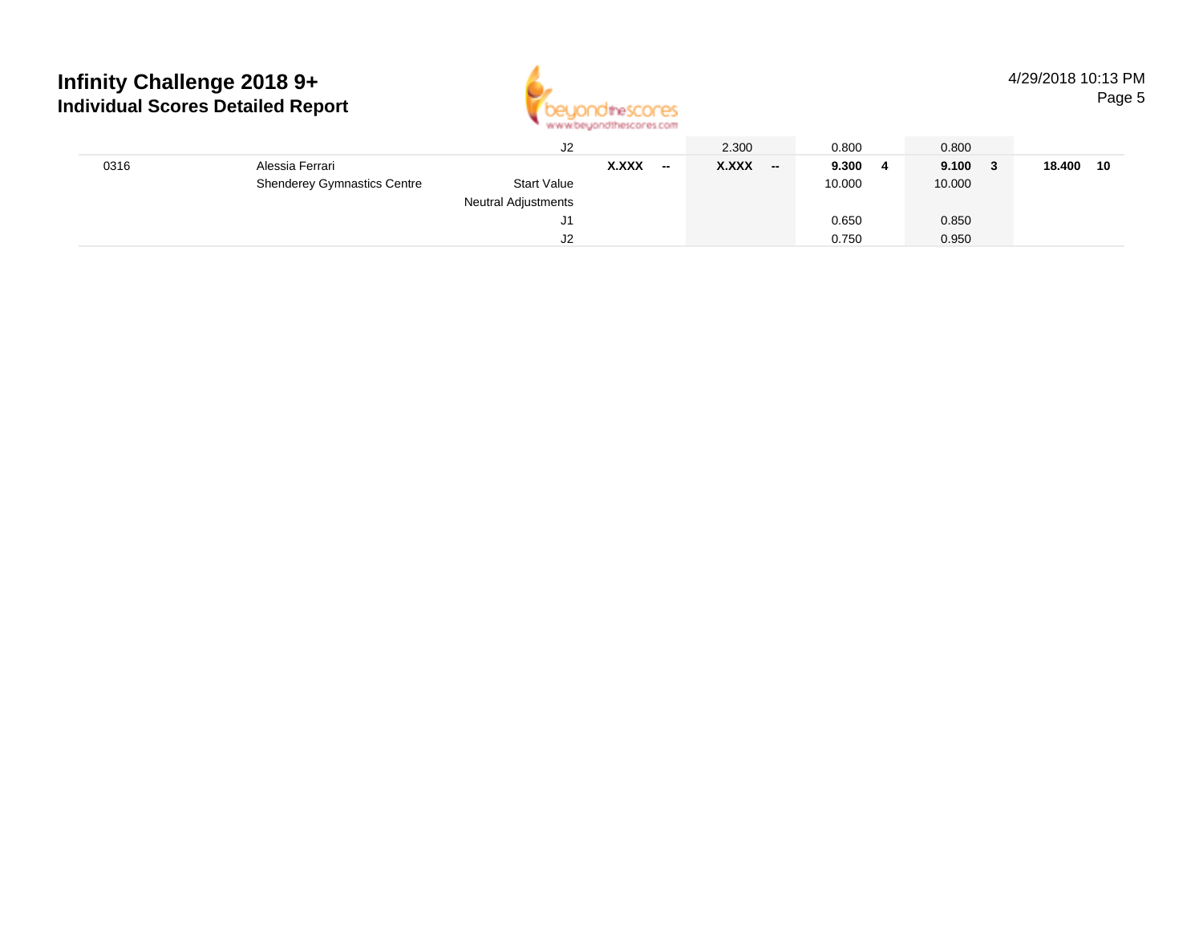# Infinity Challenge 2018 9+

## Individual Scores Detailed Report

4/29/2018 10:13 PM

| | | | | | | | | | | | |
|---|---|---|---|---|---|---|---|---|---|---|---|
| | | J2 | | | 2.300 | | 0.800 | | 0.800 | | | |
| 0316 | Alessia Ferrari | | **X.XXX** | **--** | **X.XXX** | **--** | **9.300** | **4** | **9.100** | **3** | **18.400** | **10** |
| | Shenderey Gymnastics Centre | Start Value | | | | | 10.000 | | 10.000 | | | |
| | | Neutral Adjustments | | | | | | | | | | |
| | | J1 | | | | | 0.650 | | 0.850 | | | |
| | | J2 | | | | | 0.750 | | 0.950 | | | |